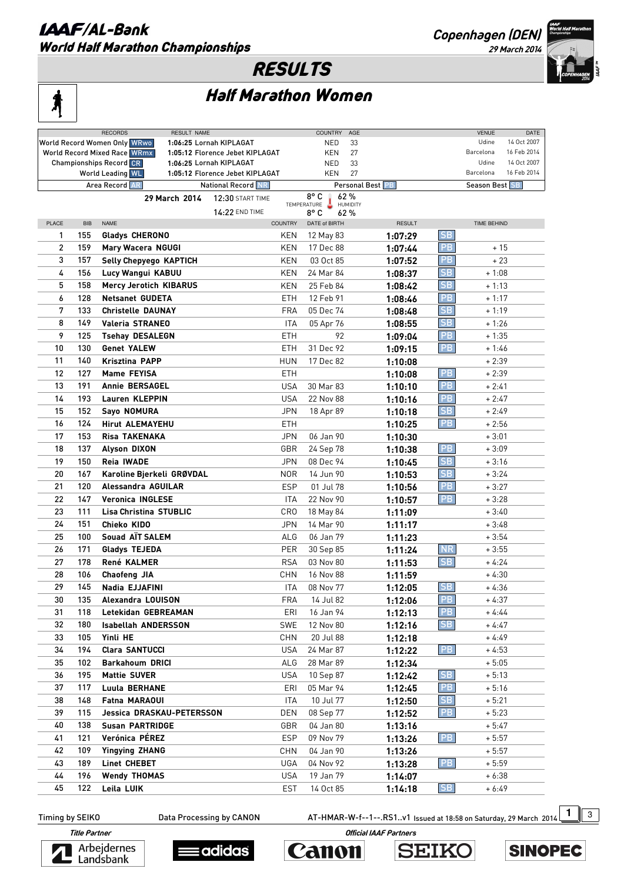# IAAF/AL-Bank World Half Marathon Championships

Copenhagen (DEN)

29 March 2014

# RESULTS

## Half Marathon Women

| RECORDS | RESULT NAME | COUNTRY | AGE | VENUE | DATE |
|---|---|---|---|---|---|
| World Record Women Only WRwo | 1:06:25 Lornah KIPLAGAT | NED | 33 | Udine | 14 Oct 2007 |
| World Record Mixed Race WRmx | 1:05:12 Florence Jebet KIPLAGAT | KEN | 27 | Barcelona | 16 Feb 2014 |
| Championships Record CR | 1:06:25 Lornah KIPLAGAT | NED | 33 | Udine | 14 Oct 2007 |
| World Leading WL | 1:05:12 Florence Jebet KIPLAGAT | KEN | 27 | Barcelona | 16 Feb 2014 |

Area Record AR | National Record NR | Personal Best PB | Season Best SB

29 March 2014 — 12:30 START TIME — 14:22 END TIME — TEMPERATURE 8° C / 8° C — HUMIDITY 62 % / 62 %

| PLACE | BIB | NAME | COUNTRY | DATE of BIRTH | RESULT | | TIME BEHIND |
|---|---|---|---|---|---|---|---|
| 1 | 155 | Gladys CHERONO | KEN | 12 May 83 | 1:07:29 | SB | |
| 2 | 159 | Mary Wacera NGUGI | KEN | 17 Dec 88 | 1:07:44 | PB | + 15 |
| 3 | 157 | Selly Chepyego KAPTICH | KEN | 03 Oct 85 | 1:07:52 | PB | + 23 |
| 4 | 156 | Lucy Wangui KABUU | KEN | 24 Mar 84 | 1:08:37 | SB | + 1:08 |
| 5 | 158 | Mercy Jerotich KIBARUS | KEN | 25 Feb 84 | 1:08:42 | SB | + 1:13 |
| 6 | 128 | Netsanet GUDETA | ETH | 12 Feb 91 | 1:08:46 | PB | + 1:17 |
| 7 | 133 | Christelle DAUNAY | FRA | 05 Dec 74 | 1:08:48 | SB | + 1:19 |
| 8 | 149 | Valeria STRANEO | ITA | 05 Apr 76 | 1:08:55 | SB | + 1:26 |
| 9 | 125 | Tsehay DESALEGN | ETH | 92 | 1:09:04 | PB | + 1:35 |
| 10 | 130 | Genet YALEW | ETH | 31 Dec 92 | 1:09:15 | PB | + 1:46 |
| 11 | 140 | Krisztina PAPP | HUN | 17 Dec 82 | 1:10:08 | | + 2:39 |
| 12 | 127 | Mame FEYISA | ETH | | 1:10:08 | PB | + 2:39 |
| 13 | 191 | Annie BERSAGEL | USA | 30 Mar 83 | 1:10:10 | PB | + 2:41 |
| 14 | 193 | Lauren KLEPPIN | USA | 22 Nov 88 | 1:10:16 | PB | + 2:47 |
| 15 | 152 | Sayo NOMURA | JPN | 18 Apr 89 | 1:10:18 | SB | + 2:49 |
| 16 | 124 | Hirut ALEMAYEHU | ETH | | 1:10:25 | PB | + 2:56 |
| 17 | 153 | Risa TAKENAKA | JPN | 06 Jan 90 | 1:10:30 | | + 3:01 |
| 18 | 137 | Alyson DIXON | GBR | 24 Sep 78 | 1:10:38 | PB | + 3:09 |
| 19 | 150 | Reia IWADE | JPN | 08 Dec 94 | 1:10:45 | SB | + 3:16 |
| 20 | 167 | Karoline Bjerkeli GRØVDAL | NOR | 14 Jun 90 | 1:10:53 | SB | + 3:24 |
| 21 | 120 | Alessandra AGUILAR | ESP | 01 Jul 78 | 1:10:56 | PB | + 3:27 |
| 22 | 147 | Veronica INGLESE | ITA | 22 Nov 90 | 1:10:57 | PB | + 3:28 |
| 23 | 111 | Lisa Christina STUBLIC | CRO | 18 May 84 | 1:11:09 | | + 3:40 |
| 24 | 151 | Chieko KIDO | JPN | 14 Mar 90 | 1:11:17 | | + 3:48 |
| 25 | 100 | Souad AÏT SALEM | ALG | 06 Jan 79 | 1:11:23 | | + 3:54 |
| 26 | 171 | Gladys TEJEDA | PER | 30 Sep 85 | 1:11:24 | NR | + 3:55 |
| 27 | 178 | René KALMER | RSA | 03 Nov 80 | 1:11:53 | SB | + 4:24 |
| 28 | 106 | Chaofeng JIA | CHN | 16 Nov 88 | 1:11:59 | | + 4:30 |
| 29 | 145 | Nadia EJJAFINI | ITA | 08 Nov 77 | 1:12:05 | SB | + 4:36 |
| 30 | 135 | Alexandra LOUISON | FRA | 14 Jul 82 | 1:12:06 | PB | + 4:37 |
| 31 | 118 | Letekidan GEBREAMAN | ERI | 16 Jan 94 | 1:12:13 | PB | + 4:44 |
| 32 | 180 | Isabellah ANDERSSON | SWE | 12 Nov 80 | 1:12:16 | SB | + 4:47 |
| 33 | 105 | Yinli HE | CHN | 20 Jul 88 | 1:12:18 | | + 4:49 |
| 34 | 194 | Clara SANTUCCI | USA | 24 Mar 87 | 1:12:22 | PB | + 4:53 |
| 35 | 102 | Barkahoum DRICI | ALG | 28 Mar 89 | 1:12:34 | | + 5:05 |
| 36 | 195 | Mattie SUVER | USA | 10 Sep 87 | 1:12:42 | SB | + 5:13 |
| 37 | 117 | Luula BERHANE | ERI | 05 Mar 94 | 1:12:45 | PB | + 5:16 |
| 38 | 148 | Fatna MARAOUI | ITA | 10 Jul 77 | 1:12:50 | SB | + 5:21 |
| 39 | 115 | Jessica DRASKAU-PETERSSON | DEN | 08 Sep 77 | 1:12:52 | PB | + 5:23 |
| 40 | 138 | Susan PARTRIDGE | GBR | 04 Jan 80 | 1:13:16 | | + 5:47 |
| 41 | 121 | Verónica PÉREZ | ESP | 09 Nov 79 | 1:13:26 | PB | + 5:57 |
| 42 | 109 | Yingying ZHANG | CHN | 04 Jan 90 | 1:13:26 | | + 5:57 |
| 43 | 189 | Linet CHEBET | UGA | 04 Nov 92 | 1:13:28 | PB | + 5:59 |
| 44 | 196 | Wendy THOMAS | USA | 19 Jan 79 | 1:14:07 | | + 6:38 |
| 45 | 122 | Leila LUIK | EST | 14 Oct 85 | 1:14:18 | SB | + 6:49 |

Timing by SEIKO — Data Processing by CANON — AT-HMAR-W-f--1--.RS1..v1 Issued at 18:58 on Saturday, 29 March 2014

Title Partner: Arbejdernes Landsbank — Official IAAF Partners: adidas, Canon, SEIKO, SINOPEC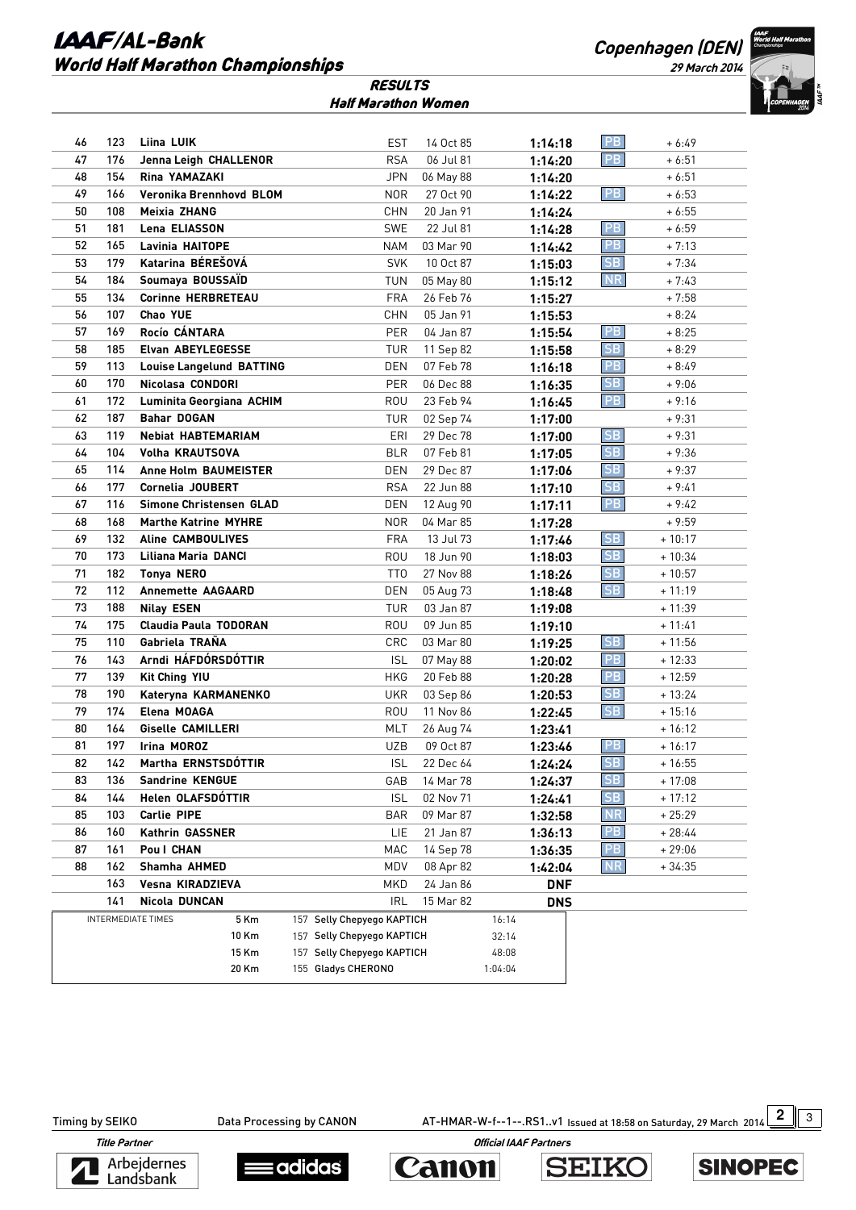# IAAF/AL-Bank World Half Marathon Championships

Copenhagen (DEN)
29 March 2014

## RESULTS
### Half Marathon Women

| Pos | Bib | Name | Nat | Date of Birth | Time | | Diff |
|---|---|---|---|---|---|---|---|
| 46 | 123 | Liina LUIK | EST | 14 Oct 85 | 1:14:18 | PB | + 6:49 |
| 47 | 176 | Jenna Leigh CHALLENOR | RSA | 06 Jul 81 | 1:14:20 | PB | + 6:51 |
| 48 | 154 | Rina YAMAZAKI | JPN | 06 May 88 | 1:14:20 | | + 6:51 |
| 49 | 166 | Veronika Brennhovd BLOM | NOR | 27 Oct 90 | 1:14:22 | PB | + 6:53 |
| 50 | 108 | Meixia ZHANG | CHN | 20 Jan 91 | 1:14:24 | | + 6:55 |
| 51 | 181 | Lena ELIASSON | SWE | 22 Jul 81 | 1:14:28 | PB | + 6:59 |
| 52 | 165 | Lavinia HAITOPE | NAM | 03 Mar 90 | 1:14:42 | PB | + 7:13 |
| 53 | 179 | Katarina BÉREŠOVÁ | SVK | 10 Oct 87 | 1:15:03 | SB | + 7:34 |
| 54 | 184 | Soumaya BOUSSAÏD | TUN | 05 May 80 | 1:15:12 | NR | + 7:43 |
| 55 | 134 | Corinne HERBRETEAU | FRA | 26 Feb 76 | 1:15:27 | | + 7:58 |
| 56 | 107 | Chao YUE | CHN | 05 Jan 91 | 1:15:53 | | + 8:24 |
| 57 | 169 | Rocío CÁNTARA | PER | 04 Jan 87 | 1:15:54 | PB | + 8:25 |
| 58 | 185 | Elvan ABEYLEGESSE | TUR | 11 Sep 82 | 1:15:58 | SB | + 8:29 |
| 59 | 113 | Louise Langelund BATTING | DEN | 07 Feb 78 | 1:16:18 | PB | + 8:49 |
| 60 | 170 | Nicolasa CONDORI | PER | 06 Dec 88 | 1:16:35 | SB | + 9:06 |
| 61 | 172 | Luminita Georgiana ACHIM | ROU | 23 Feb 94 | 1:16:45 | PB | + 9:16 |
| 62 | 187 | Bahar DOGAN | TUR | 02 Sep 74 | 1:17:00 | | + 9:31 |
| 63 | 119 | Nebiat HABTEMARIAM | ERI | 29 Dec 78 | 1:17:00 | SB | + 9:31 |
| 64 | 104 | Volha KRAUTSOVA | BLR | 07 Feb 81 | 1:17:05 | SB | + 9:36 |
| 65 | 114 | Anne Holm BAUMEISTER | DEN | 29 Dec 87 | 1:17:06 | SB | + 9:37 |
| 66 | 177 | Cornelia JOUBERT | RSA | 22 Jun 88 | 1:17:10 | SB | + 9:41 |
| 67 | 116 | Simone Christensen GLAD | DEN | 12 Aug 90 | 1:17:11 | PB | + 9:42 |
| 68 | 168 | Marthe Katrine MYHRE | NOR | 04 Mar 85 | 1:17:28 | | + 9:59 |
| 69 | 132 | Aline CAMBOULIVES | FRA | 13 Jul 73 | 1:17:46 | SB | + 10:17 |
| 70 | 173 | Liliana Maria DANCI | ROU | 18 Jun 90 | 1:18:03 | SB | + 10:34 |
| 71 | 182 | Tonya NERO | TTO | 27 Nov 88 | 1:18:26 | SB | + 10:57 |
| 72 | 112 | Annemette AAGAARD | DEN | 05 Aug 73 | 1:18:48 | SB | + 11:19 |
| 73 | 188 | Nilay ESEN | TUR | 03 Jan 87 | 1:19:08 | | + 11:39 |
| 74 | 175 | Claudia Paula TODORAN | ROU | 09 Jun 85 | 1:19:10 | | + 11:41 |
| 75 | 110 | Gabriela TRAÑA | CRC | 03 Mar 80 | 1:19:25 | SB | + 11:56 |
| 76 | 143 | Arndi HÁFDÓRSDÓTTIR | ISL | 07 May 88 | 1:20:02 | PB | + 12:33 |
| 77 | 139 | Kit Ching YIU | HKG | 20 Feb 88 | 1:20:28 | PB | + 12:59 |
| 78 | 190 | Kateryna KARMANENKO | UKR | 03 Sep 86 | 1:20:53 | SB | + 13:24 |
| 79 | 174 | Elena MOAGA | ROU | 11 Nov 86 | 1:22:45 | SB | + 15:16 |
| 80 | 164 | Giselle CAMILLERI | MLT | 26 Aug 74 | 1:23:41 | | + 16:12 |
| 81 | 197 | Irina MOROZ | UZB | 09 Oct 87 | 1:23:46 | PB | + 16:17 |
| 82 | 142 | Martha ERNSTSDÓTTIR | ISL | 22 Dec 64 | 1:24:24 | SB | + 16:55 |
| 83 | 136 | Sandrine KENGUE | GAB | 14 Mar 78 | 1:24:37 | SB | + 17:08 |
| 84 | 144 | Helen OLAFSDÓTTIR | ISL | 02 Nov 71 | 1:24:41 | SB | + 17:12 |
| 85 | 103 | Carlie PIPE | BAR | 09 Mar 87 | 1:32:58 | NR | + 25:29 |
| 86 | 160 | Kathrin GASSNER | LIE | 21 Jan 87 | 1:36:13 | PB | + 28:44 |
| 87 | 161 | Pou I CHAN | MAC | 14 Sep 78 | 1:36:35 | PB | + 29:06 |
| 88 | 162 | Shamha AHMED | MDV | 08 Apr 82 | 1:42:04 | NR | + 34:35 |
| | 163 | Vesna KIRADZIEVA | MKD | 24 Jan 86 | DNF | | |
| | 141 | Nicola DUNCAN | IRL | 15 Mar 82 | DNS | | |

| INTERMEDIATE TIMES | | | |
|---|---|---|---|
| 5 Km | 157 | Selly Chepyego KAPTICH | 16:14 |
| 10 Km | 157 | Selly Chepyego KAPTICH | 32:14 |
| 15 Km | 157 | Selly Chepyego KAPTICH | 48:08 |
| 20 Km | 155 | Gladys CHERONO | 1:04:04 |

Timing by SEIKO    Data Processing by CANON    AT-HMAR-W-f--1--.RS1..v1 Issued at 18:58 on Saturday, 29 March 2014

Title Partner: Arbejdernes Landsbank

Official IAAF Partners: adidas, Canon, SEIKO, SINOPEC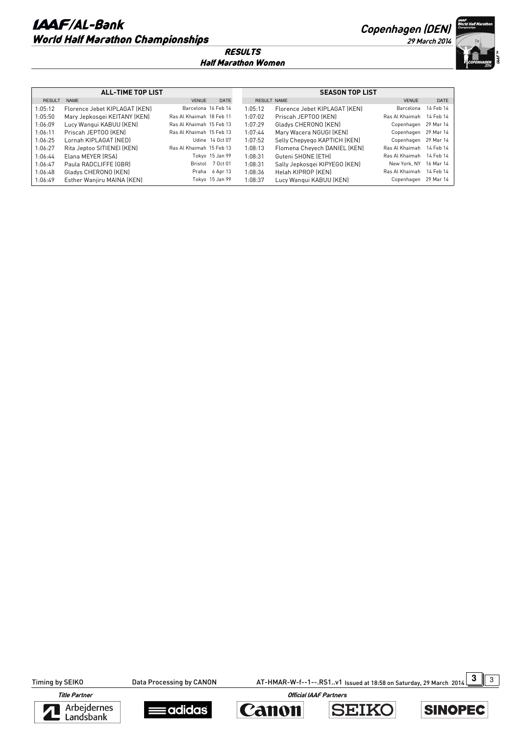# IAAF/AL-Bank World Half Marathon Championships

Copenhagen (DEN)
29 March 2014

## RESULTS

### Half Marathon Women

**ALL-TIME TOP LIST**

| RESULT | NAME | VENUE | DATE |
|---|---|---|---|
| 1:05:12 | Florence Jebet KIPLAGAT (KEN) | Barcelona | 16 Feb 14 |
| 1:05:50 | Mary Jepkosgei KEITANY (KEN) | Ras Al Khaimah | 18 Feb 11 |
| 1:06:09 | Lucy Wangui KABUU (KEN) | Ras Al Khaimah | 15 Feb 13 |
| 1:06:11 | Priscah JEPTOO (KEN) | Ras Al Khaimah | 15 Feb 13 |
| 1:06:25 | Lornah KIPLAGAT (NED) | Udine | 14 Oct 07 |
| 1:06:27 | Rita Jeptoo SITIENEI (KEN) | Ras Al Khaimah | 15 Feb 13 |
| 1:06:44 | Elana MEYER (RSA) | Tokyo | 15 Jan 99 |
| 1:06:47 | Paula RADCLIFFE (GBR) | Bristol | 7 Oct 01 |
| 1:06:48 | Gladys CHERONO (KEN) | Praha | 6 Apr 13 |
| 1:06:49 | Esther Wanjiru MAINA (KEN) | Tokyo | 15 Jan 99 |

**SEASON TOP LIST**

| RESULT | NAME | VENUE | DATE |
|---|---|---|---|
| 1:05:12 | Florence Jebet KIPLAGAT (KEN) | Barcelona | 16 Feb 14 |
| 1:07:02 | Priscah JEPTOO (KEN) | Ras Al Khaimah | 14 Feb 14 |
| 1:07:29 | Gladys CHERONO (KEN) | Copenhagen | 29 Mar 14 |
| 1:07:44 | Mary Wacera NGUGI (KEN) | Copenhagen | 29 Mar 14 |
| 1:07:52 | Selly Chepyego KAPTICH (KEN) | Copenhagen | 29 Mar 14 |
| 1:08:13 | Flomena Cheyech DANIEL (KEN) | Ras Al Khaimah | 14 Feb 14 |
| 1:08:31 | Guteni SHONE (ETH) | Ras Al Khaimah | 14 Feb 14 |
| 1:08:31 | Sally Jepkosgei KIPYEGO (KEN) | New York, NY | 16 Mar 14 |
| 1:08:36 | Helah KIPROP (KEN) | Ras Al Khaimah | 14 Feb 14 |
| 1:08:37 | Lucy Wangui KABUU (KEN) | Copenhagen | 29 Mar 14 |

Timing by SEIKO Data Processing by CANON AT-HMAR-W-f--1--.RS1..v1 Issued at 18:58 on Saturday, 29 March 2014

Title Partner: Arbejdernes Landsbank

Official IAAF Partners: adidas, Canon, SEIKO, SINOPEC